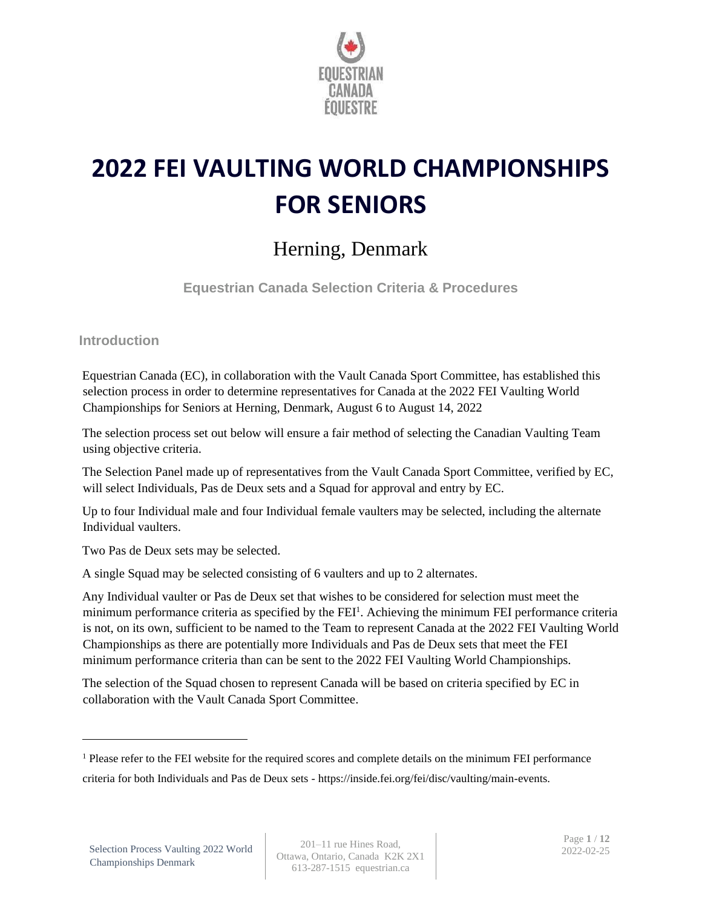# 2022 FEI VAULTING WORLD CHAMPIONSHIPS FOR SENIORS

## Herning, Denmark

**Equestrian Canada Selection Criteria & Procedures**

### Introduction

Equestrian Canada (EC), in collaboration with the Vault Canada Sport Committee, has established this selection process in order to determine representatives for Canada at the 2022 FEI Vaulting World Championships for Seniors at Herning, Denmark, August 6 to August 14, 2022

The selection process set out below will ensure a fair method of selecting the Canadian Vaulting Team using objective criteria.

The Selection Panel made up of representatives from the Vault Canada Sport Committee, verified by EC, will select Individuals, Pas de Deux sets and a Squad for approval and entry by EC.

Up to four Individual male and four Individual female vaulters may be selected, including the alternate Individual vaulters.

Two Pas de Deux sets may be selected.

A single Squad may be selected consisting of 6 vaulters and up to 2 alternates.

Any Individual vaulter or Pas de Deux set that wishes to be considered for selection must meet the minimum performance criteria as specified by the FEI[1]. Achieving the minimum FEI performance criteria is not, on its own, sufficient to be named to the Team to represent Canada at the 2022 FEI Vaulting World Championships as there are potentially more Individuals and Pas de Deux sets that meet the FEI minimum performance criteria than can be sent to the 2022 FEI Vaulting World Championships.

The selection of the Squad chosen to represent Canada will be based on criteria specified by EC in collaboration with the Vault Canada Sport Committee.

---

[1] Please refer to the FEI website for the required scores and complete details on the minimum FEI performance criteria for both Individuals and Pas de Deux sets - https://inside.fei.org/fei/disc/vaulting/main-events.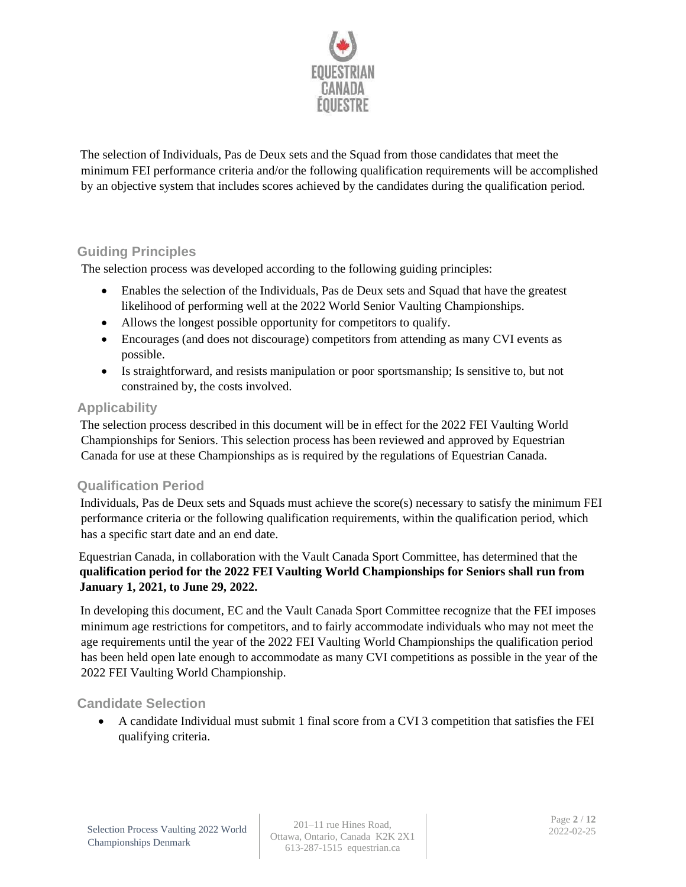The selection of Individuals, Pas de Deux sets and the Squad from those candidates that meet the minimum FEI performance criteria and/or the following qualification requirements will be accomplished by an objective system that includes scores achieved by the candidates during the qualification period.

## Guiding Principles

The selection process was developed according to the following guiding principles:

- Enables the selection of the Individuals, Pas de Deux sets and Squad that have the greatest likelihood of performing well at the 2022 World Senior Vaulting Championships.
- Allows the longest possible opportunity for competitors to qualify.
- Encourages (and does not discourage) competitors from attending as many CVI events as possible.
- Is straightforward, and resists manipulation or poor sportsmanship; Is sensitive to, but not constrained by, the costs involved.

## Applicability

The selection process described in this document will be in effect for the 2022 FEI Vaulting World Championships for Seniors. This selection process has been reviewed and approved by Equestrian Canada for use at these Championships as is required by the regulations of Equestrian Canada.

## Qualification Period

Individuals, Pas de Deux sets and Squads must achieve the score(s) necessary to satisfy the minimum FEI performance criteria or the following qualification requirements, within the qualification period, which has a specific start date and an end date.

Equestrian Canada, in collaboration with the Vault Canada Sport Committee, has determined that the **qualification period for the 2022 FEI Vaulting World Championships for Seniors shall run from January 1, 2021, to June 29, 2022.**

In developing this document, EC and the Vault Canada Sport Committee recognize that the FEI imposes minimum age restrictions for competitors, and to fairly accommodate individuals who may not meet the age requirements until the year of the 2022 FEI Vaulting World Championships the qualification period has been held open late enough to accommodate as many CVI competitions as possible in the year of the 2022 FEI Vaulting World Championship.

## Candidate Selection

- A candidate Individual must submit 1 final score from a CVI 3 competition that satisfies the FEI qualifying criteria.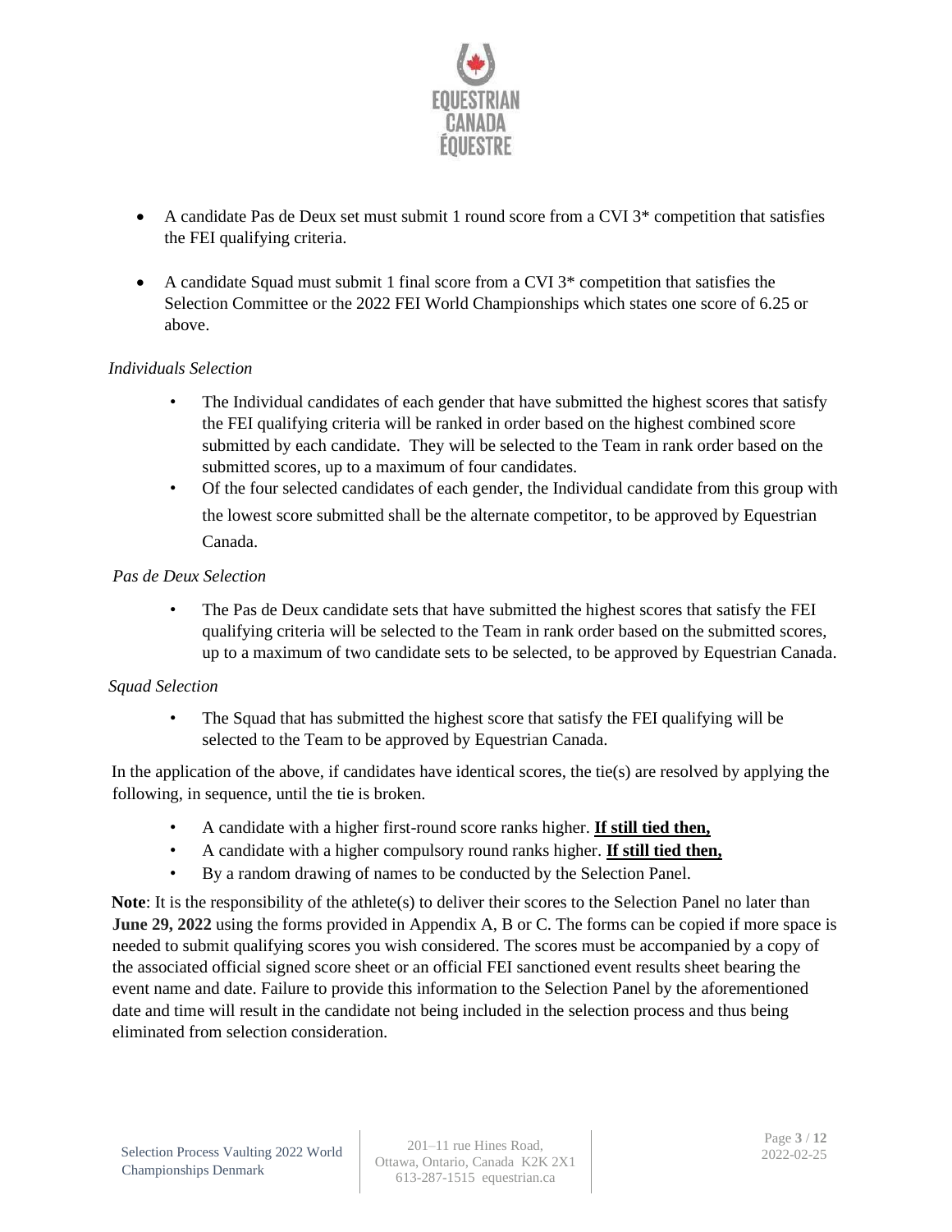- A candidate Pas de Deux set must submit 1 round score from a CVI 3* competition that satisfies the FEI qualifying criteria.

- A candidate Squad must submit 1 final score from a CVI 3* competition that satisfies the Selection Committee or the 2022 FEI World Championships which states one score of 6.25 or above.

*Individuals Selection*

- The Individual candidates of each gender that have submitted the highest scores that satisfy the FEI qualifying criteria will be ranked in order based on the highest combined score submitted by each candidate. They will be selected to the Team in rank order based on the submitted scores, up to a maximum of four candidates.
- Of the four selected candidates of each gender, the Individual candidate from this group with the lowest score submitted shall be the alternate competitor, to be approved by Equestrian Canada.

*Pas de Deux Selection*

- The Pas de Deux candidate sets that have submitted the highest scores that satisfy the FEI qualifying criteria will be selected to the Team in rank order based on the submitted scores, up to a maximum of two candidate sets to be selected, to be approved by Equestrian Canada.

*Squad Selection*

- The Squad that has submitted the highest score that satisfy the FEI qualifying will be selected to the Team to be approved by Equestrian Canada.

In the application of the above, if candidates have identical scores, the tie(s) are resolved by applying the following, in sequence, until the tie is broken.

- A candidate with a higher first-round score ranks higher. **If still tied then,**
- A candidate with a higher compulsory round ranks higher. **If still tied then,**
- By a random drawing of names to be conducted by the Selection Panel.

**Note**: It is the responsibility of the athlete(s) to deliver their scores to the Selection Panel no later than **June 29, 2022** using the forms provided in Appendix A, B or C. The forms can be copied if more space is needed to submit qualifying scores you wish considered. The scores must be accompanied by a copy of the associated official signed score sheet or an official FEI sanctioned event results sheet bearing the event name and date. Failure to provide this information to the Selection Panel by the aforementioned date and time will result in the candidate not being included in the selection process and thus being eliminated from selection consideration.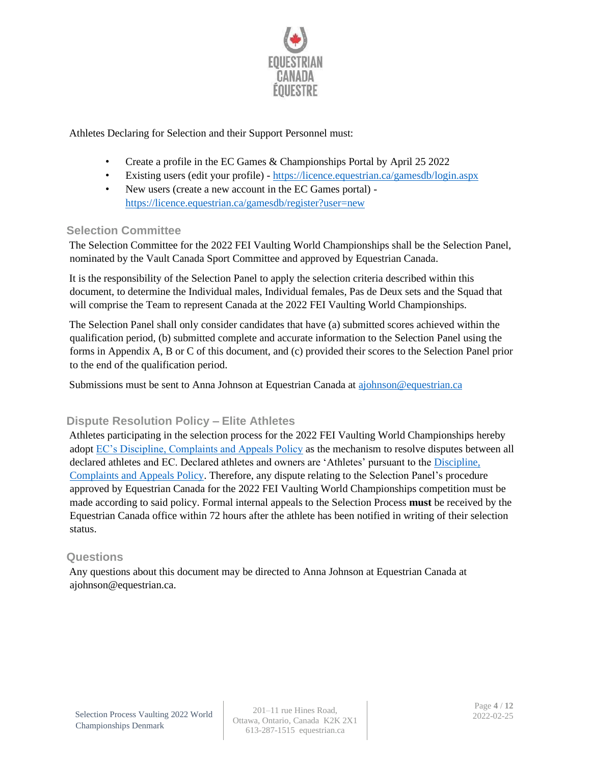Athletes Declaring for Selection and their Support Personnel must:

- Create a profile in the EC Games & Championships Portal by April 25 2022
- Existing users (edit your profile) - [https://licence.equestrian.ca/gamesdb/login.aspx](https://licence.equestrian.ca/gamesdb/login.aspx)
- New users (create a new account in the EC Games portal) - [https://licence.equestrian.ca/gamesdb/register?user=new](https://licence.equestrian.ca/gamesdb/register?user=new)

## Selection Committee

The Selection Committee for the 2022 FEI Vaulting World Championships shall be the Selection Panel, nominated by the Vault Canada Sport Committee and approved by Equestrian Canada.

It is the responsibility of the Selection Panel to apply the selection criteria described within this document, to determine the Individual males, Individual females, Pas de Deux sets and the Squad that will comprise the Team to represent Canada at the 2022 FEI Vaulting World Championships.

The Selection Panel shall only consider candidates that have (a) submitted scores achieved within the qualification period, (b) submitted complete and accurate information to the Selection Panel using the forms in Appendix A, B or C of this document, and (c) provided their scores to the Selection Panel prior to the end of the qualification period.

Submissions must be sent to Anna Johnson at Equestrian Canada at [ajohnson@equestrian.ca](mailto:ajohnson@equestrian.ca)

## Dispute Resolution Policy – Elite Athletes

Athletes participating in the selection process for the 2022 FEI Vaulting World Championships hereby adopt EC's Discipline, Complaints and Appeals Policy as the mechanism to resolve disputes between all declared athletes and EC. Declared athletes and owners are 'Athletes' pursuant to the Discipline, Complaints and Appeals Policy. Therefore, any dispute relating to the Selection Panel's procedure approved by Equestrian Canada for the 2022 FEI Vaulting World Championships competition must be made according to said policy. Formal internal appeals to the Selection Process **must** be received by the Equestrian Canada office within 72 hours after the athlete has been notified in writing of their selection status.

## Questions

Any questions about this document may be directed to Anna Johnson at Equestrian Canada at ajohnson@equestrian.ca.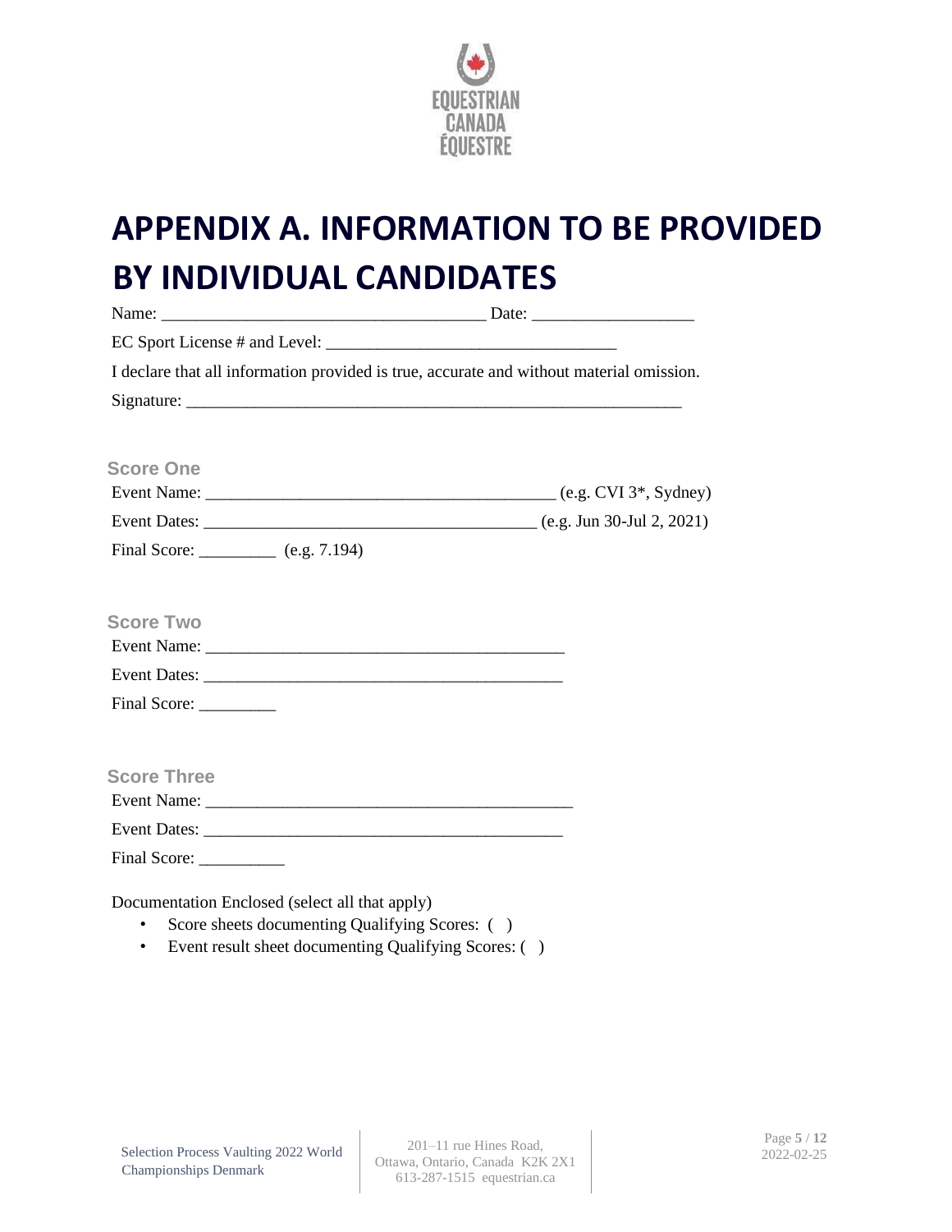# APPENDIX A. INFORMATION TO BE PROVIDED BY INDIVIDUAL CANDIDATES

Name: ____________________________________ Date: __________________

EC Sport License # and Level: _________________________________

I declare that all information provided is true, accurate and without material omission.

Signature: _______________________________________________________

### Score One

Event Name: ________________________________________ (e.g. CVI 3*, Sydney)

Event Dates: ______________________________________ (e.g. Jun 30-Jul 2, 2021)

Final Score: _________ (e.g. 7.194)

### Score Two

Event Name: ________________________________________

Event Dates: ________________________________________

Final Score: _________

### Score Three

Event Name: __________________________________________

Event Dates: ________________________________________

Final Score: __________

Documentation Enclosed (select all that apply)

- Score sheets documenting Qualifying Scores: ( )
- Event result sheet documenting Qualifying Scores: ( )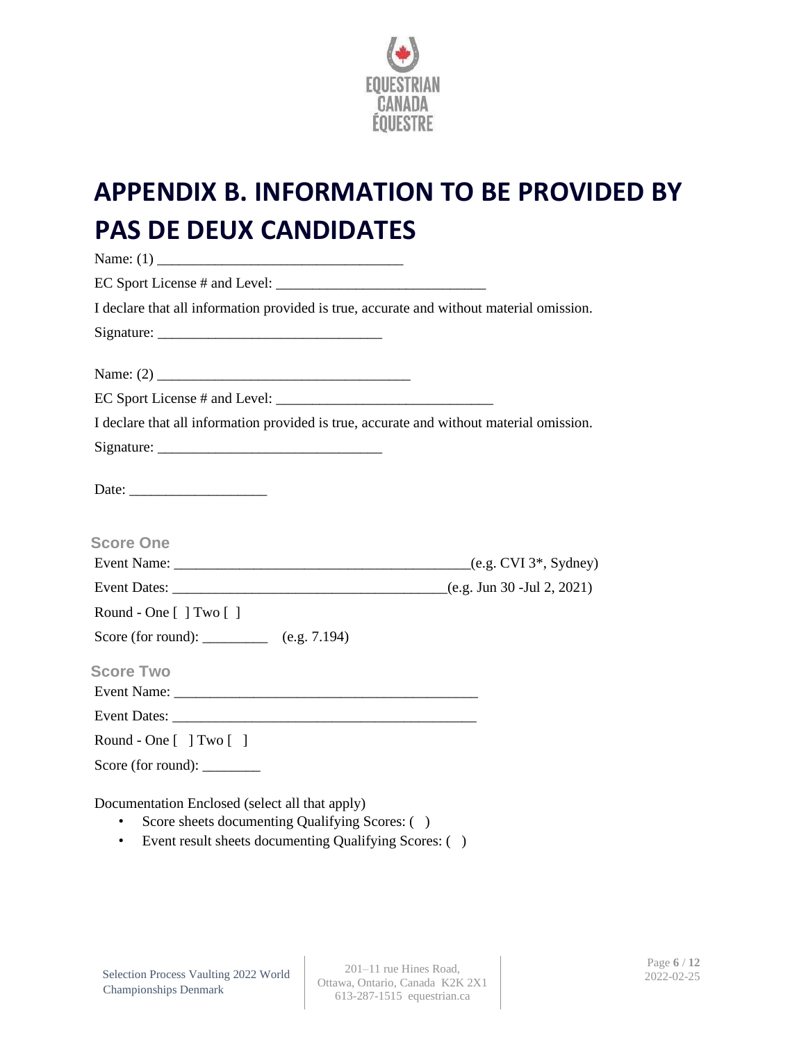# APPENDIX B. INFORMATION TO BE PROVIDED BY PAS DE DEUX CANDIDATES

Name: (1) _________________________________

EC Sport License # and Level: ____________________________

I declare that all information provided is true, accurate and without material omission.

Signature: ______________________________

Name: (2) __________________________________

EC Sport License # and Level: _____________________________

I declare that all information provided is true, accurate and without material omission.

Signature: ______________________________

Date: __________________

### Score One

Event Name: _______________________________________(e.g. CVI 3*, Sydney)

Event Dates: _____________________________________(e.g. Jun 30 -Jul 2, 2021)

Round - One [ ] Two [ ]

Score (for round): _________ (e.g. 7.194)

### Score Two

Event Name: _________________________________________

Event Dates: _________________________________________

Round - One [ ] Two [ ]

Score (for round): ________

Documentation Enclosed (select all that apply)

- Score sheets documenting Qualifying Scores: ( )
- Event result sheets documenting Qualifying Scores: ( )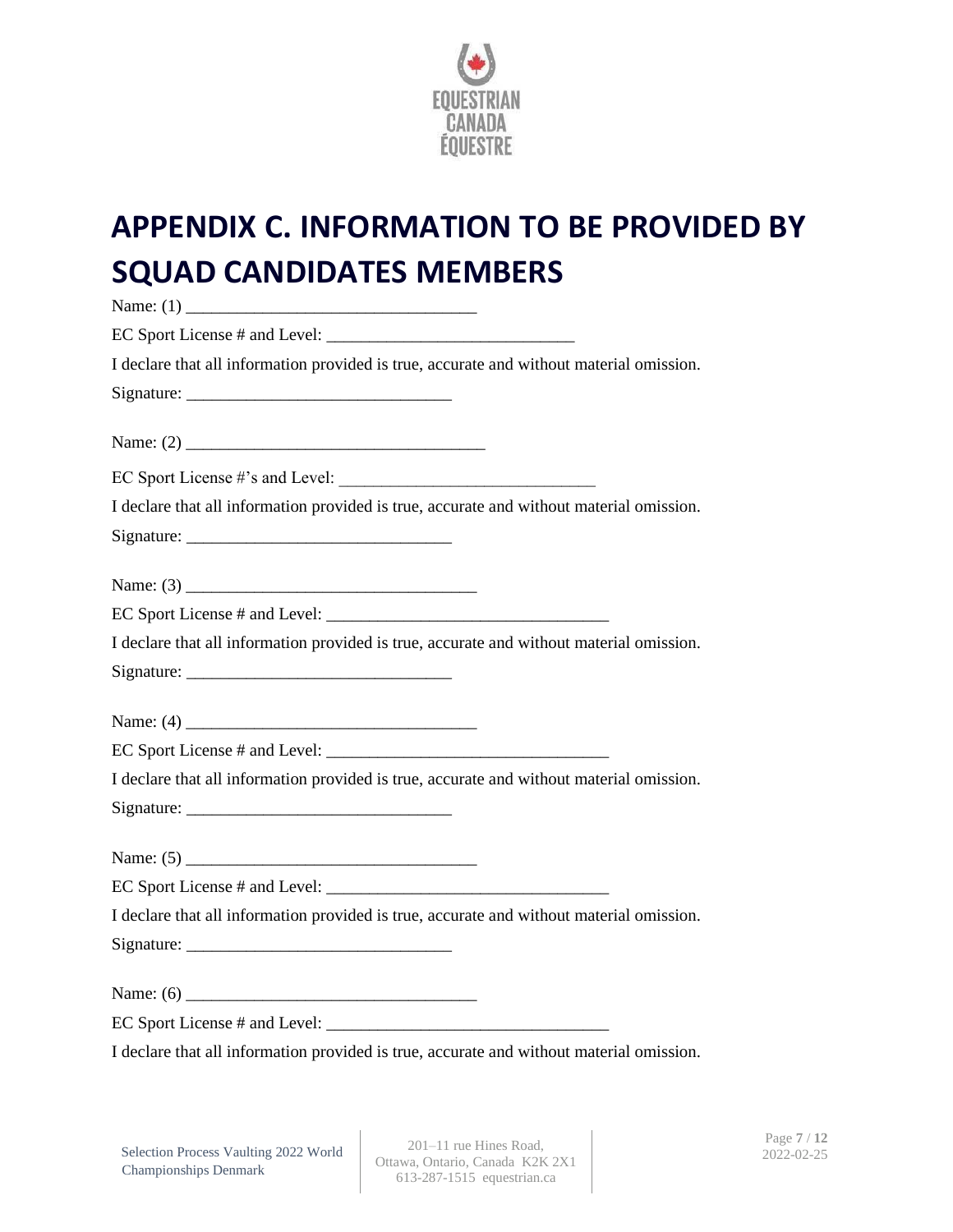# APPENDIX C. INFORMATION TO BE PROVIDED BY SQUAD CANDIDATES MEMBERS

Name: (1) ___________________________________

EC Sport License # and Level: _____________________________

I declare that all information provided is true, accurate and without material omission.

Signature: _______________________________

Name: (2) ___________________________________

EC Sport License #'s and Level: ______________________________

I declare that all information provided is true, accurate and without material omission.

Signature: _______________________________

Name: (3) ___________________________________

EC Sport License # and Level: _________________________________

I declare that all information provided is true, accurate and without material omission.

Signature: _______________________________

Name: (4) ___________________________________

EC Sport License # and Level: _________________________________

I declare that all information provided is true, accurate and without material omission.

Signature: _______________________________

Name: (5) ___________________________________

EC Sport License # and Level: _________________________________

I declare that all information provided is true, accurate and without material omission.

Signature: _______________________________

Name: (6) ___________________________________

EC Sport License # and Level: _________________________________

I declare that all information provided is true, accurate and without material omission.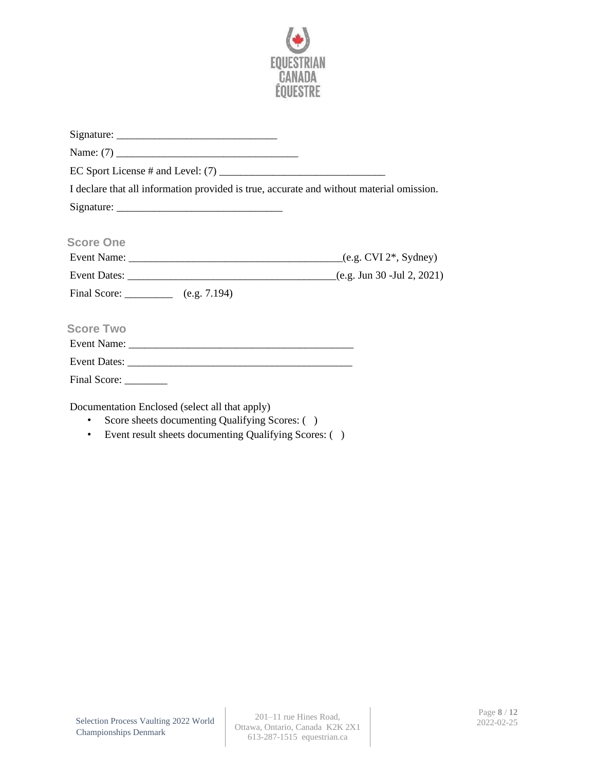Signature: ______________________________

Name: (7) __________________________________

EC Sport License # and Level: (7) ______________________________

I declare that all information provided is true, accurate and without material omission.

Signature: _______________________________

### Score One

Event Name: ________________________________________(e.g. CVI 2*, Sydney)

Event Dates: _______________________________________(e.g. Jun 30 -Jul 2, 2021)

Final Score: _________ (e.g. 7.194)

### Score Two

Event Name: __________________________________________

Event Dates: _________________________________________

Final Score: ________

Documentation Enclosed (select all that apply)

- Score sheets documenting Qualifying Scores: ( )
- Event result sheets documenting Qualifying Scores: ( )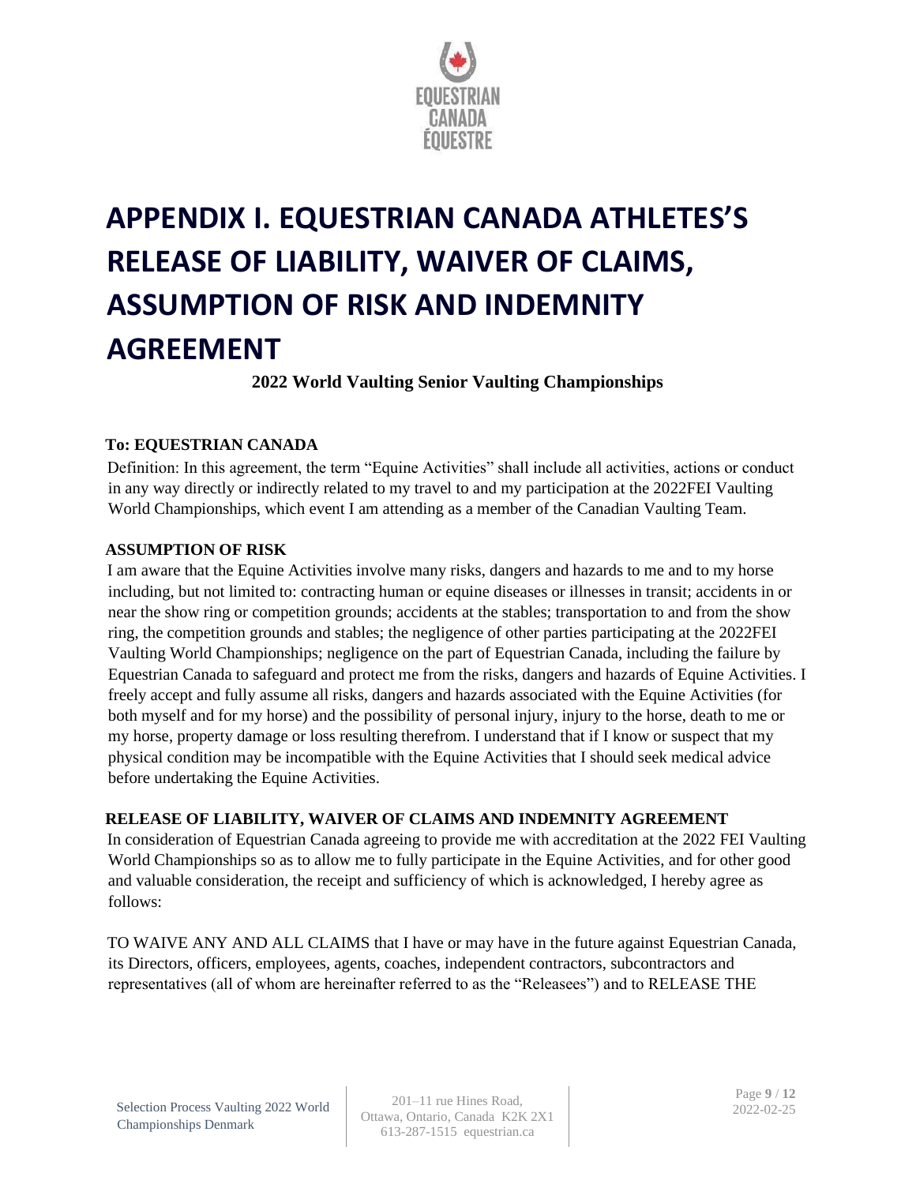# APPENDIX I. EQUESTRIAN CANADA ATHLETES'S RELEASE OF LIABILITY, WAIVER OF CLAIMS, ASSUMPTION OF RISK AND INDEMNITY AGREEMENT

**2022 World Vaulting Senior Vaulting Championships**

**To: EQUESTRIAN CANADA**

Definition: In this agreement, the term "Equine Activities" shall include all activities, actions or conduct in any way directly or indirectly related to my travel to and my participation at the 2022FEI Vaulting World Championships, which event I am attending as a member of the Canadian Vaulting Team.

**ASSUMPTION OF RISK**

I am aware that the Equine Activities involve many risks, dangers and hazards to me and to my horse including, but not limited to: contracting human or equine diseases or illnesses in transit; accidents in or near the show ring or competition grounds; accidents at the stables; transportation to and from the show ring, the competition grounds and stables; the negligence of other parties participating at the 2022FEI Vaulting World Championships; negligence on the part of Equestrian Canada, including the failure by Equestrian Canada to safeguard and protect me from the risks, dangers and hazards of Equine Activities. I freely accept and fully assume all risks, dangers and hazards associated with the Equine Activities (for both myself and for my horse) and the possibility of personal injury, injury to the horse, death to me or my horse, property damage or loss resulting therefrom. I understand that if I know or suspect that my physical condition may be incompatible with the Equine Activities that I should seek medical advice before undertaking the Equine Activities.

**RELEASE OF LIABILITY, WAIVER OF CLAIMS AND INDEMNITY AGREEMENT**

In consideration of Equestrian Canada agreeing to provide me with accreditation at the 2022 FEI Vaulting World Championships so as to allow me to fully participate in the Equine Activities, and for other good and valuable consideration, the receipt and sufficiency of which is acknowledged, I hereby agree as follows:

TO WAIVE ANY AND ALL CLAIMS that I have or may have in the future against Equestrian Canada, its Directors, officers, employees, agents, coaches, independent contractors, subcontractors and representatives (all of whom are hereinafter referred to as the "Releasees") and to RELEASE THE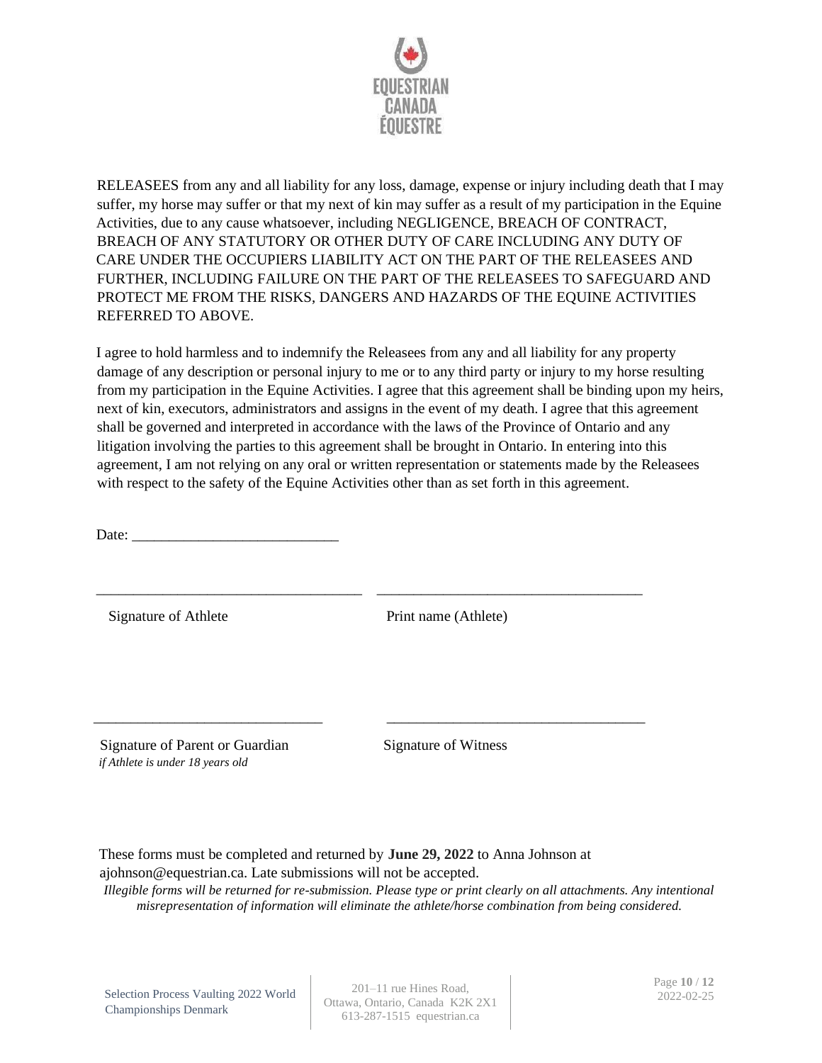RELEASEES from any and all liability for any loss, damage, expense or injury including death that I may suffer, my horse may suffer or that my next of kin may suffer as a result of my participation in the Equine Activities, due to any cause whatsoever, including NEGLIGENCE, BREACH OF CONTRACT, BREACH OF ANY STATUTORY OR OTHER DUTY OF CARE INCLUDING ANY DUTY OF CARE UNDER THE OCCUPIERS LIABILITY ACT ON THE PART OF THE RELEASEES AND FURTHER, INCLUDING FAILURE ON THE PART OF THE RELEASEES TO SAFEGUARD AND PROTECT ME FROM THE RISKS, DANGERS AND HAZARDS OF THE EQUINE ACTIVITIES REFERRED TO ABOVE.

I agree to hold harmless and to indemnify the Releasees from any and all liability for any property damage of any description or personal injury to me or to any third party or injury to my horse resulting from my participation in the Equine Activities. I agree that this agreement shall be binding upon my heirs, next of kin, executors, administrators and assigns in the event of my death. I agree that this agreement shall be governed and interpreted in accordance with the laws of the Province of Ontario and any litigation involving the parties to this agreement shall be brought in Ontario. In entering into this agreement, I am not relying on any oral or written representation or statements made by the Releasees with respect to the safety of the Equine Activities other than as set forth in this agreement.

Date: ____________________________

____________________________________ ____________________________________

Signature of Athlete Print name (Athlete)

____________________________________ ____________________________________

Signature of Parent or Guardian Signature of Witness
*if Athlete is under 18 years old*

These forms must be completed and returned by **June 29, 2022** to Anna Johnson at ajohnson@equestrian.ca. Late submissions will not be accepted.

*Illegible forms will be returned for re-submission. Please type or print clearly on all attachments. Any intentional misrepresentation of information will eliminate the athlete/horse combination from being considered.*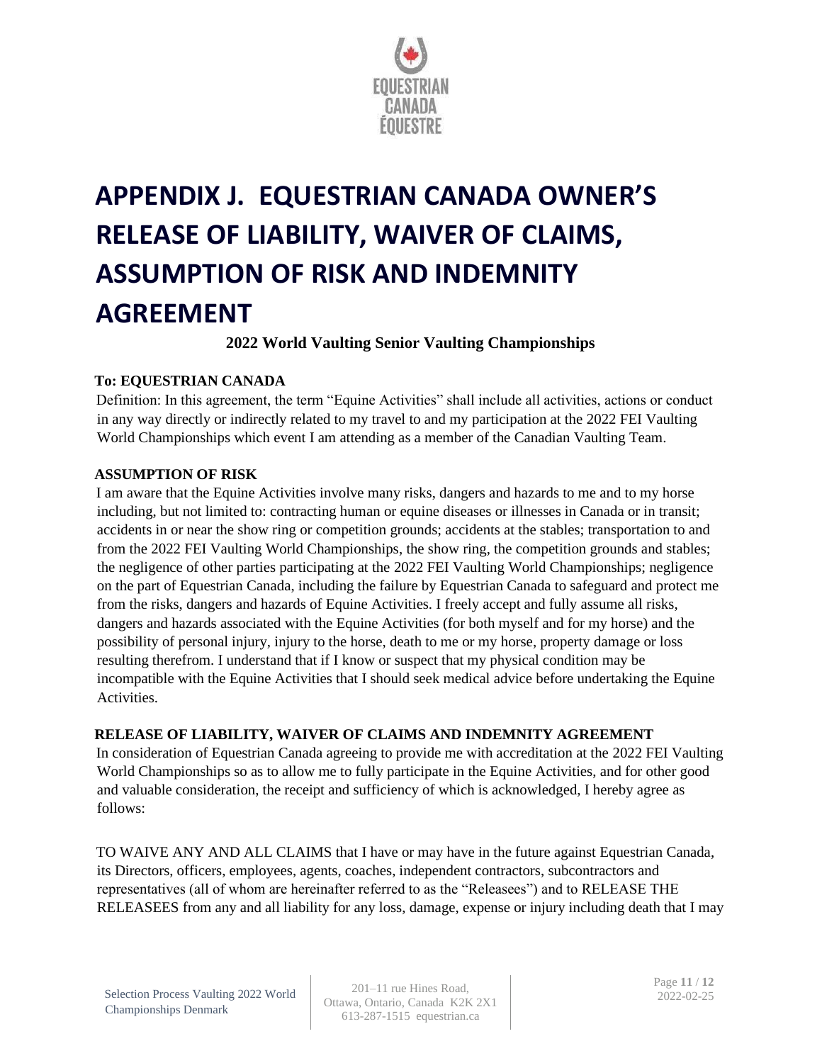# APPENDIX J. EQUESTRIAN CANADA OWNER'S RELEASE OF LIABILITY, WAIVER OF CLAIMS, ASSUMPTION OF RISK AND INDEMNITY AGREEMENT

**2022 World Vaulting Senior Vaulting Championships**

**To: EQUESTRIAN CANADA**

Definition: In this agreement, the term "Equine Activities" shall include all activities, actions or conduct in any way directly or indirectly related to my travel to and my participation at the 2022 FEI Vaulting World Championships which event I am attending as a member of the Canadian Vaulting Team.

**ASSUMPTION OF RISK**

I am aware that the Equine Activities involve many risks, dangers and hazards to me and to my horse including, but not limited to: contracting human or equine diseases or illnesses in Canada or in transit; accidents in or near the show ring or competition grounds; accidents at the stables; transportation to and from the 2022 FEI Vaulting World Championships, the show ring, the competition grounds and stables; the negligence of other parties participating at the 2022 FEI Vaulting World Championships; negligence on the part of Equestrian Canada, including the failure by Equestrian Canada to safeguard and protect me from the risks, dangers and hazards of Equine Activities. I freely accept and fully assume all risks, dangers and hazards associated with the Equine Activities (for both myself and for my horse) and the possibility of personal injury, injury to the horse, death to me or my horse, property damage or loss resulting therefrom. I understand that if I know or suspect that my physical condition may be incompatible with the Equine Activities that I should seek medical advice before undertaking the Equine Activities.

**RELEASE OF LIABILITY, WAIVER OF CLAIMS AND INDEMNITY AGREEMENT**

In consideration of Equestrian Canada agreeing to provide me with accreditation at the 2022 FEI Vaulting World Championships so as to allow me to fully participate in the Equine Activities, and for other good and valuable consideration, the receipt and sufficiency of which is acknowledged, I hereby agree as follows:

TO WAIVE ANY AND ALL CLAIMS that I have or may have in the future against Equestrian Canada, its Directors, officers, employees, agents, coaches, independent contractors, subcontractors and representatives (all of whom are hereinafter referred to as the "Releasees") and to RELEASE THE RELEASEES from any and all liability for any loss, damage, expense or injury including death that I may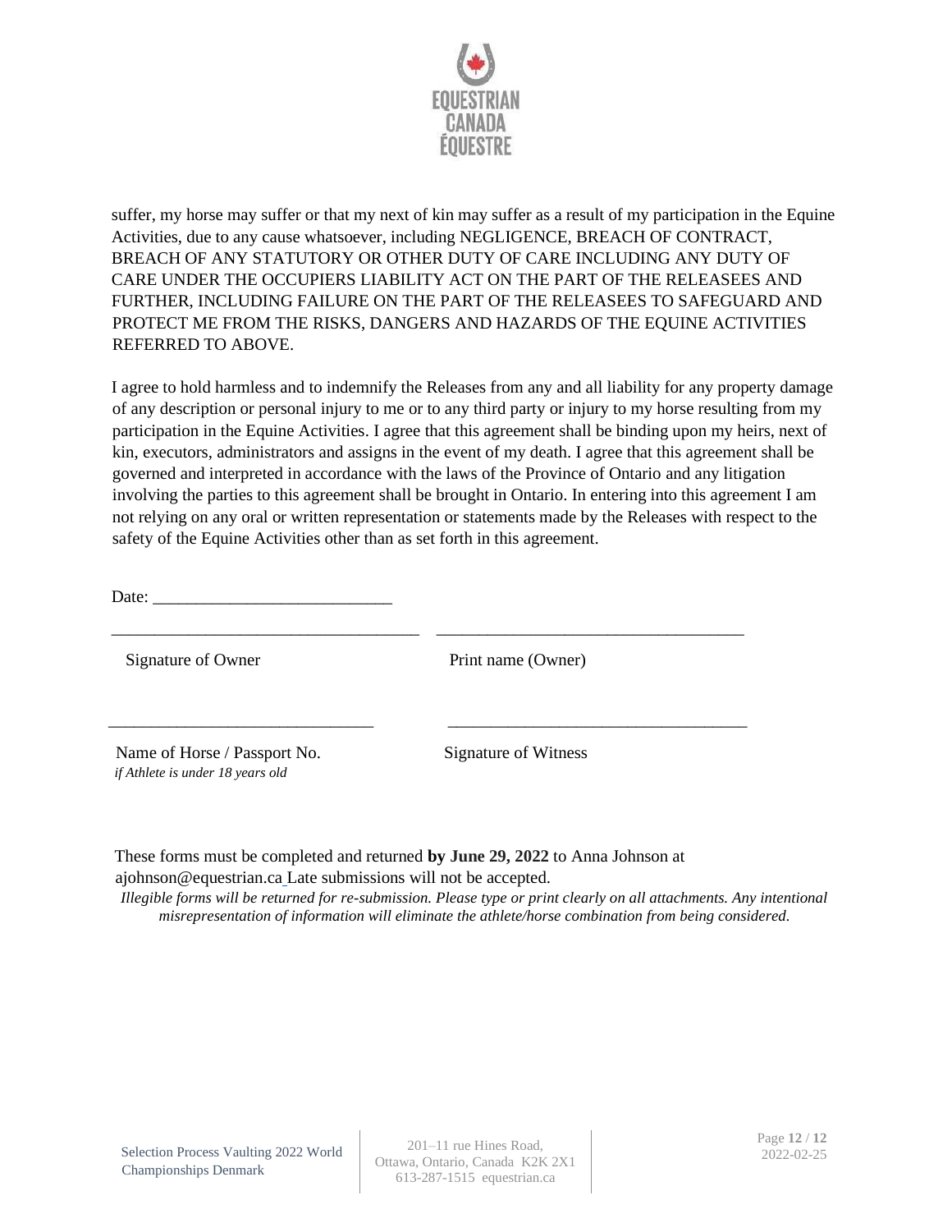suffer, my horse may suffer or that my next of kin may suffer as a result of my participation in the Equine Activities, due to any cause whatsoever, including NEGLIGENCE, BREACH OF CONTRACT, BREACH OF ANY STATUTORY OR OTHER DUTY OF CARE INCLUDING ANY DUTY OF CARE UNDER THE OCCUPIERS LIABILITY ACT ON THE PART OF THE RELEASEES AND FURTHER, INCLUDING FAILURE ON THE PART OF THE RELEASEES TO SAFEGUARD AND PROTECT ME FROM THE RISKS, DANGERS AND HAZARDS OF THE EQUINE ACTIVITIES REFERRED TO ABOVE.

I agree to hold harmless and to indemnify the Releases from any and all liability for any property damage of any description or personal injury to me or to any third party or injury to my horse resulting from my participation in the Equine Activities. I agree that this agreement shall be binding upon my heirs, next of kin, executors, administrators and assigns in the event of my death. I agree that this agreement shall be governed and interpreted in accordance with the laws of the Province of Ontario and any litigation involving the parties to this agreement shall be brought in Ontario. In entering into this agreement I am not relying on any oral or written representation or statements made by the Releases with respect to the safety of the Equine Activities other than as set forth in this agreement.

Date: ____________________________

____________________________________ ____________________________________

Signature of Owner Print name (Owner)

______________________________ ____________________________________

Name of Horse / Passport No. Signature of Witness

*if Athlete is under 18 years old*

These forms must be completed and returned **by June 29, 2022** to Anna Johnson at ajohnson@equestrian.ca Late submissions will not be accepted.

*Illegible forms will be returned for re-submission. Please type or print clearly on all attachments. Any intentional misrepresentation of information will eliminate the athlete/horse combination from being considered.*